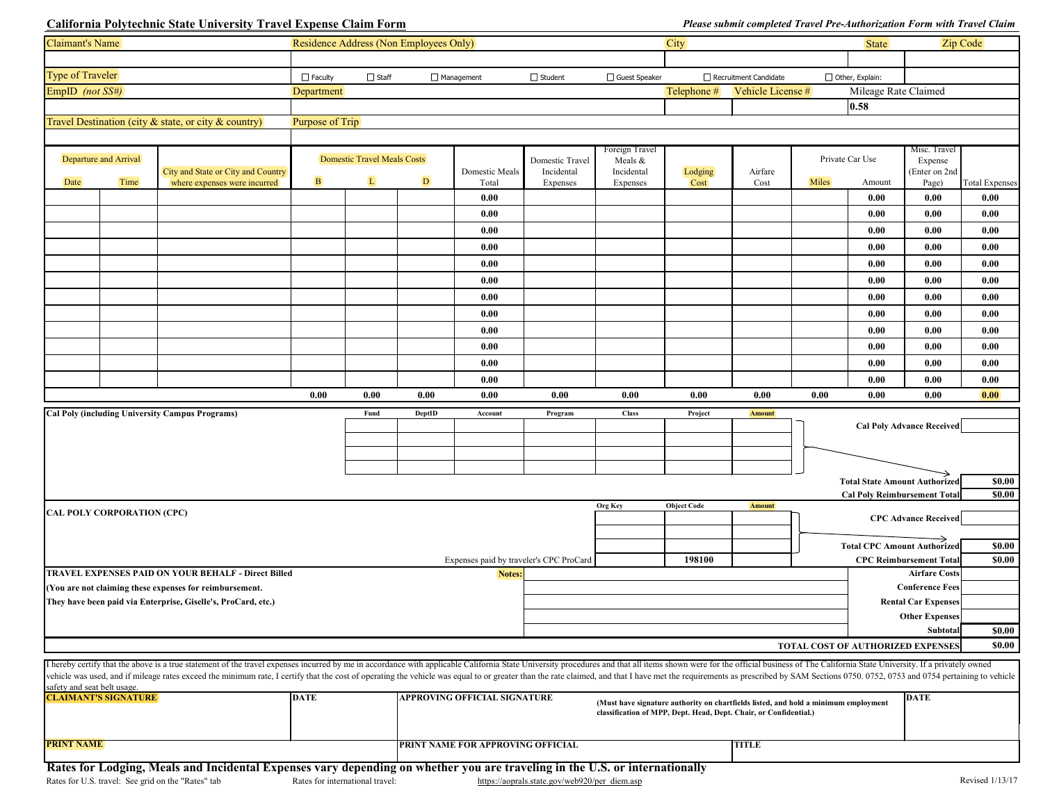# California Polytechnic State University Travel Expense Claim Form

*Please submit completed Travel Pre-Authorization Form with Travel Claim*

| Claimant's Name | Residence Address (Non Employees Only) | City | State | Zip Code |
|---|---|---|---|---|
| | | | | |

**Type of Traveler:** ☐ Faculty ☐ Staff ☐ Management ☐ Student ☐ Guest Speaker ☐ Recruitment Candidate ☐ Other, Explain:

| EmpID *(not SS#)* | Department | Telephone # | Vehicle License # | Mileage Rate Claimed |
|---|---|---|---|---|
| | | | | 0.58 |

| Travel Destination (city & state, or city & country) | Purpose of Trip |
|---|---|
| | |

| Departure and Arrival Date | Time | City and State or City and Country where expenses were incurred | Domestic Travel Meals Costs B | L | D | Domestic Meals Total | Domestic Travel Incidental Expenses | Foreign Travel Meals & Incidental Expenses | Lodging Cost | Airfare Cost | Private Car Use Miles | Amount | Misc. Travel Expense (Enter on 2nd Page) | Total Expenses |
|---|---|---|---|---|---|---|---|---|---|---|---|---|---|---|
| | | | | | | 0.00 | | | | | | 0.00 | 0.00 | 0.00 |
| | | | | | | 0.00 | | | | | | 0.00 | 0.00 | 0.00 |
| | | | | | | 0.00 | | | | | | 0.00 | 0.00 | 0.00 |
| | | | | | | 0.00 | | | | | | 0.00 | 0.00 | 0.00 |
| | | | | | | 0.00 | | | | | | 0.00 | 0.00 | 0.00 |
| | | | | | | 0.00 | | | | | | 0.00 | 0.00 | 0.00 |
| | | | | | | 0.00 | | | | | | 0.00 | 0.00 | 0.00 |
| | | | | | | 0.00 | | | | | | 0.00 | 0.00 | 0.00 |
| | | | | | | 0.00 | | | | | | 0.00 | 0.00 | 0.00 |
| | | | | | | 0.00 | | | | | | 0.00 | 0.00 | 0.00 |
| | | | | | | 0.00 | | | | | | 0.00 | 0.00 | 0.00 |
| | | | | | | 0.00 | | | | | | 0.00 | 0.00 | 0.00 |
| | | | 0.00 | 0.00 | 0.00 | 0.00 | 0.00 | 0.00 | 0.00 | 0.00 | 0.00 | 0.00 | 0.00 | 0.00 |

**Cal Poly (including University Campus Programs)**

| Fund | DeptID | Account | Program | Class | Project | Amount |
|---|---|---|---|---|---|---|
| | | | | | | |
| | | | | | | |
| | | | | | | |
| | | | | | | |

| | |
|---|---|
| **Cal Poly Advance Received** | |
| **Total State Amount Authorized** | $0.00 |
| **Cal Poly Reimbursement Total** | $0.00 |

**CAL POLY CORPORATION (CPC)**

| | Org Key | Object Code | Amount |
|---|---|---|---|
| | | | |
| | | | |
| | | | |
| Expenses paid by traveler's CPC ProCard | | 198100 | |

| | |
|---|---|
| **CPC Advance Received** | |
| **Total CPC Amount Authorized** | $0.00 |
| **CPC Reimbursement Total** | $0.00 |

**TRAVEL EXPENSES PAID ON YOUR BEHALF - Direct Billed**
**(You are not claiming these expenses for reimbursement.**
**They have been paid via Enterprise, Giselle's, ProCard, etc.)**

**Notes:**

| | |
|---|---|
| **Airfare Costs** | |
| **Conference Fees** | |
| **Rental Car Expenses** | |
| **Other Expenses** | |
| **Subtotal** | $0.00 |
| **TOTAL COST OF AUTHORIZED EXPENSES** | $0.00 |

I hereby certify that the above is a true statement of the travel expenses incurred by me in accordance with applicable California State University procedures and that all items shown were for the official business of The California State University. If a privately owned vehicle was used, and if mileage rates exceed the minimum rate, I certify that the cost of operating the vehicle was equal to or greater than the rate claimed, and that I have met the requirements as prescribed by SAM Sections 0750. 0752, 0753 and 0754 pertaining to vehicle safety and seat belt usage.

| CLAIMANT'S SIGNATURE | DATE | APPROVING OFFICIAL SIGNATURE (Must have signature authority on chartfields listed, and hold a minimum employment classification of MPP, Dept. Head, Dept. Chair, or Confidential.) | DATE |
|---|---|---|---|
| | | | |

| PRINT NAME | PRINT NAME FOR APPROVING OFFICIAL | TITLE |
|---|---|---|
| | | |

**Rates for Lodging, Meals and Incidental Expenses vary depending on whether you are traveling in the U.S. or internationally**

Rates for U.S. travel: See grid on the "Rates" tab    Rates for international travel: https://aoprals.state.gov/web920/per_diem.asp

Revised 1/13/17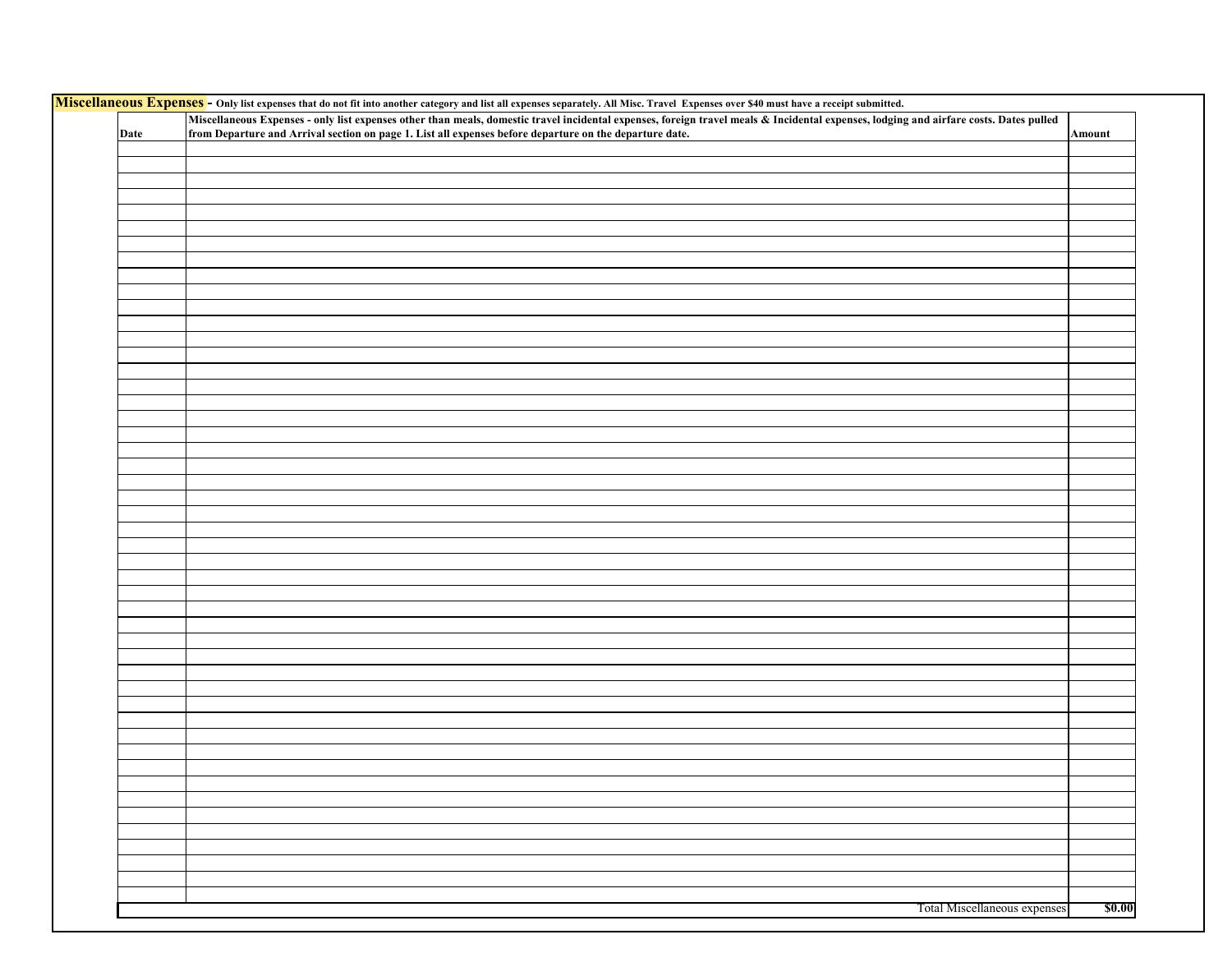**Miscellaneous Expenses** - **Only list expenses that do not fit into another category and list all expenses separately. All Misc. Travel Expenses over $40 must have a receipt submitted.**

| Date | Miscellaneous Expenses - only list expenses other than meals, domestic travel incidental expenses, foreign travel meals & Incidental expenses, lodging and airfare costs. Dates pulled from Departure and Arrival section on page 1. List all expenses before departure on the departure date. | Amount |
|---|---|---|
| | | |
| | | |
| | | |
| | | |
| | | |
| | | |
| | | |
| | | |
| | | |
| | | |
| | | |
| | | |
| | | |
| | | |
| | | |
| | | |
| | | |
| | | |
| | | |
| | | |
| | | |
| | | |
| | | |
| | | |
| | | |
| | | |
| | | |
| | | |
| | | |
| | | |
| | | |
| | | |
| | | |
| | | |
| | | |
| | | |
| | | |
| | | |
| | | |
| | | |
| | | |
| | | |
| | | |
| | | |
| | | |
| | | |
| | | |
| | Total Miscellaneous expenses | **$0.00** |